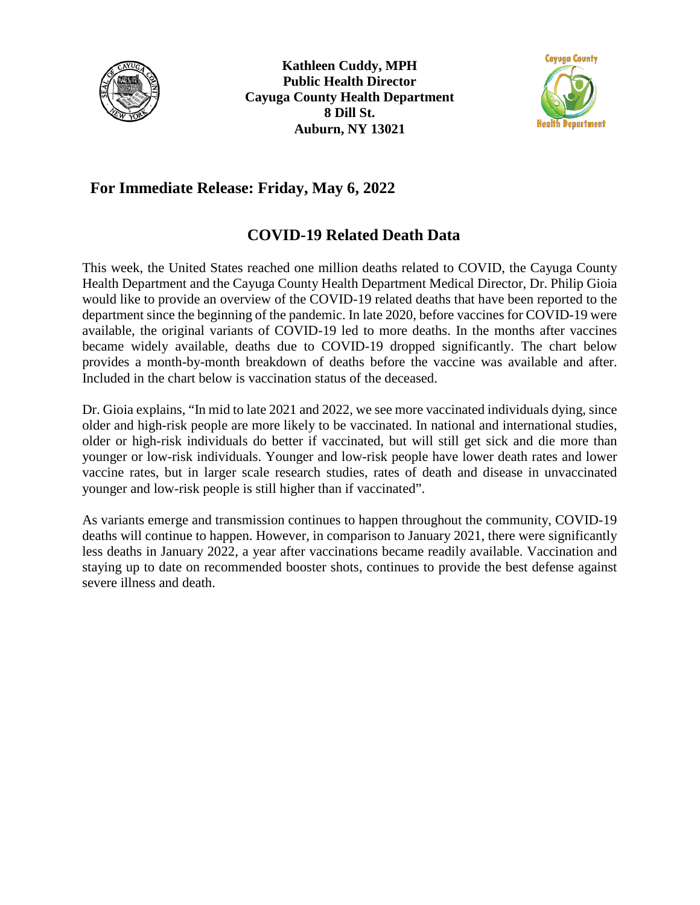**Kathleen Cuddy, MPH**
**Public Health Director**
**Cayuga County Health Department**
**8 Dill St.**
**Auburn, NY 13021**

**For Immediate Release: Friday, May 6, 2022**

## COVID-19 Related Death Data

This week, the United States reached one million deaths related to COVID, the Cayuga County Health Department and the Cayuga County Health Department Medical Director, Dr. Philip Gioia would like to provide an overview of the COVID-19 related deaths that have been reported to the department since the beginning of the pandemic. In late 2020, before vaccines for COVID-19 were available, the original variants of COVID-19 led to more deaths. In the months after vaccines became widely available, deaths due to COVID-19 dropped significantly. The chart below provides a month-by-month breakdown of deaths before the vaccine was available and after. Included in the chart below is vaccination status of the deceased.

Dr. Gioia explains, "In mid to late 2021 and 2022, we see more vaccinated individuals dying, since older and high-risk people are more likely to be vaccinated. In national and international studies, older or high-risk individuals do better if vaccinated, but will still get sick and die more than younger or low-risk individuals. Younger and low-risk people have lower death rates and lower vaccine rates, but in larger scale research studies, rates of death and disease in unvaccinated younger and low-risk people is still higher than if vaccinated".

As variants emerge and transmission continues to happen throughout the community, COVID-19 deaths will continue to happen. However, in comparison to January 2021, there were significantly less deaths in January 2022, a year after vaccinations became readily available. Vaccination and staying up to date on recommended booster shots, continues to provide the best defense against severe illness and death.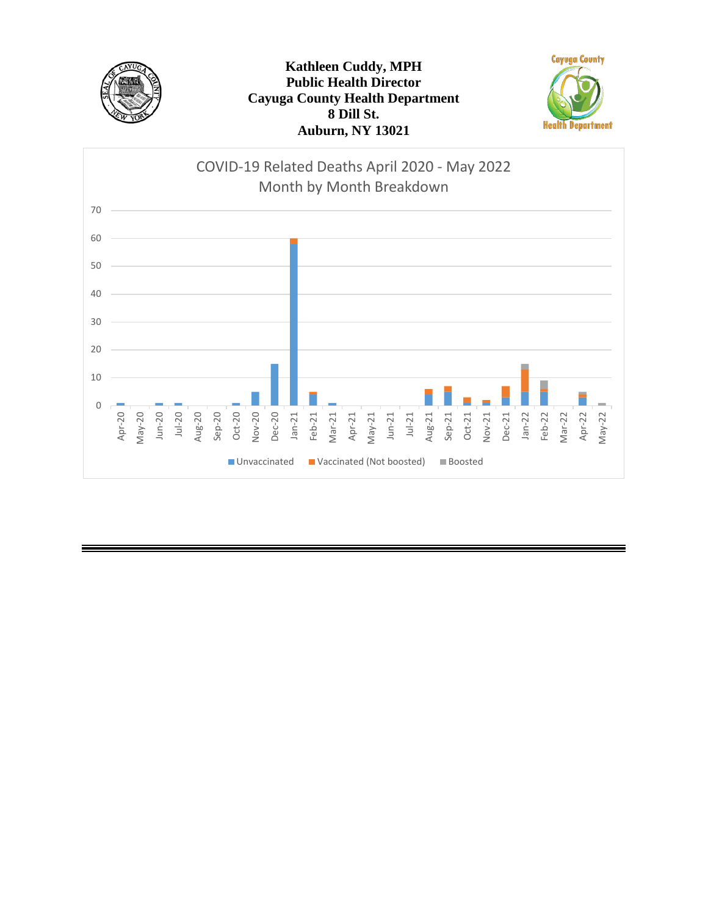**Kathleen Cuddy, MPH**
**Public Health Director**
**Cayuga County Health Department**
**8 Dill St.**
**Auburn, NY 13021**

COVID-19 Related Deaths April 2020 - May 2022
Month by Month Breakdown

70
60
50
40
30
20
10
0

Apr-20
May-20
Jun-20
Jul-20
Aug-20
Sep-20
Oct-20
Nov-20
Dec-20
Jan-21
Feb-21
Mar-21
Apr-21
May-21
Jun-21
Jul-21
Aug-21
Sep-21
Oct-21
Nov-21
Dec-21
Jan-22
Feb-22
Mar-22
Apr-22
May-22

Unvaccinated
Vaccinated (Not boosted)
Boosted